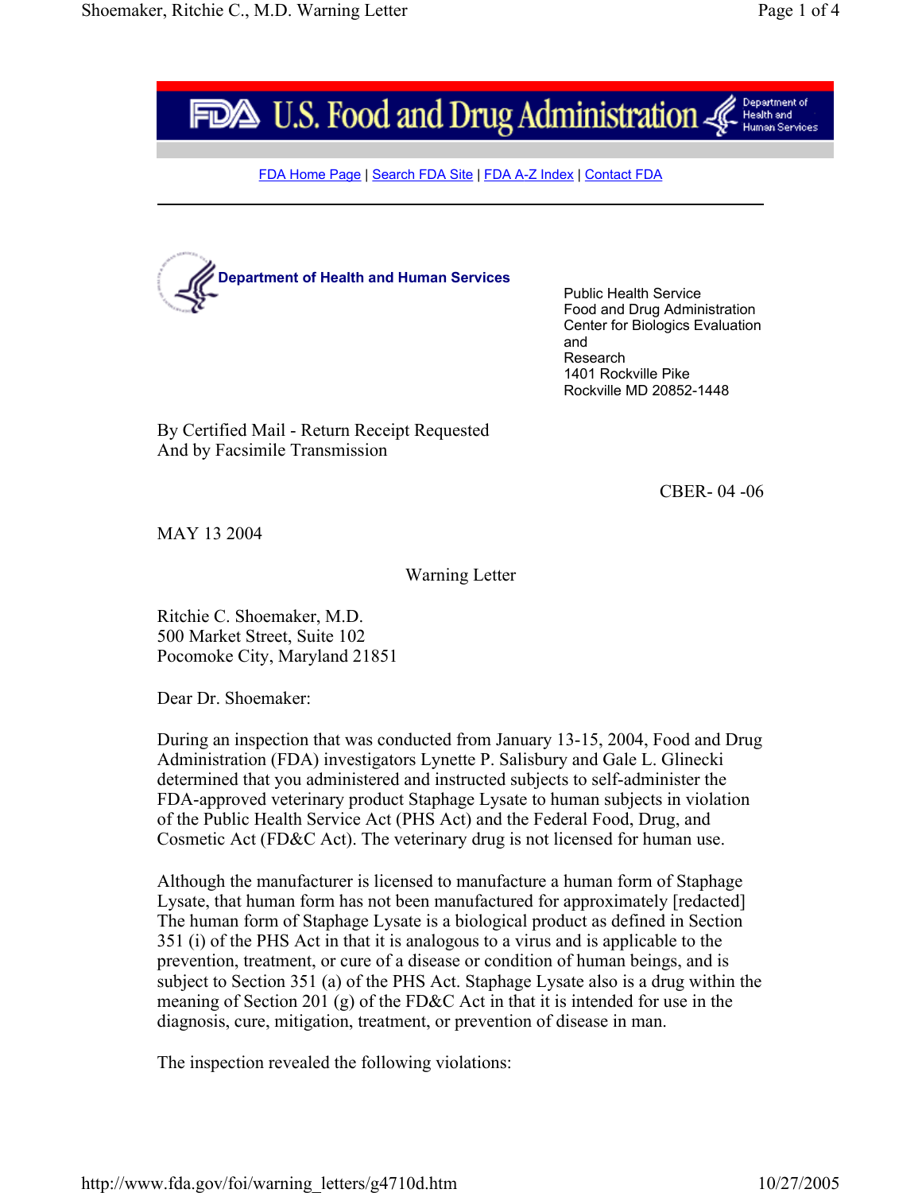# U.S. Food and Drug Administration

FDA Home Page | Search FDA Site | FDA A-Z Index | Contact FDA

**Department of Health and Human Services**

Public Health Service
Food and Drug Administration
Center for Biologics Evaluation and
Research
1401 Rockville Pike
Rockville MD 20852-1448

By Certified Mail - Return Receipt Requested
And by Facsimile Transmission

CBER- 04 -06

MAY 13 2004

Warning Letter

Ritchie C. Shoemaker, M.D.
500 Market Street, Suite 102
Pocomoke City, Maryland 21851

Dear Dr. Shoemaker:

During an inspection that was conducted from January 13-15, 2004, Food and Drug Administration (FDA) investigators Lynette P. Salisbury and Gale L. Glinecki determined that you administered and instructed subjects to self-administer the FDA-approved veterinary product Staphage Lysate to human subjects in violation of the Public Health Service Act (PHS Act) and the Federal Food, Drug, and Cosmetic Act (FD&C Act). The veterinary drug is not licensed for human use.

Although the manufacturer is licensed to manufacture a human form of Staphage Lysate, that human form has not been manufactured for approximately [redacted] The human form of Staphage Lysate is a biological product as defined in Section 351 (i) of the PHS Act in that it is analogous to a virus and is applicable to the prevention, treatment, or cure of a disease or condition of human beings, and is subject to Section 351 (a) of the PHS Act. Staphage Lysate also is a drug within the meaning of Section 201 (g) of the FD&C Act in that it is intended for use in the diagnosis, cure, mitigation, treatment, or prevention of disease in man.

The inspection revealed the following violations: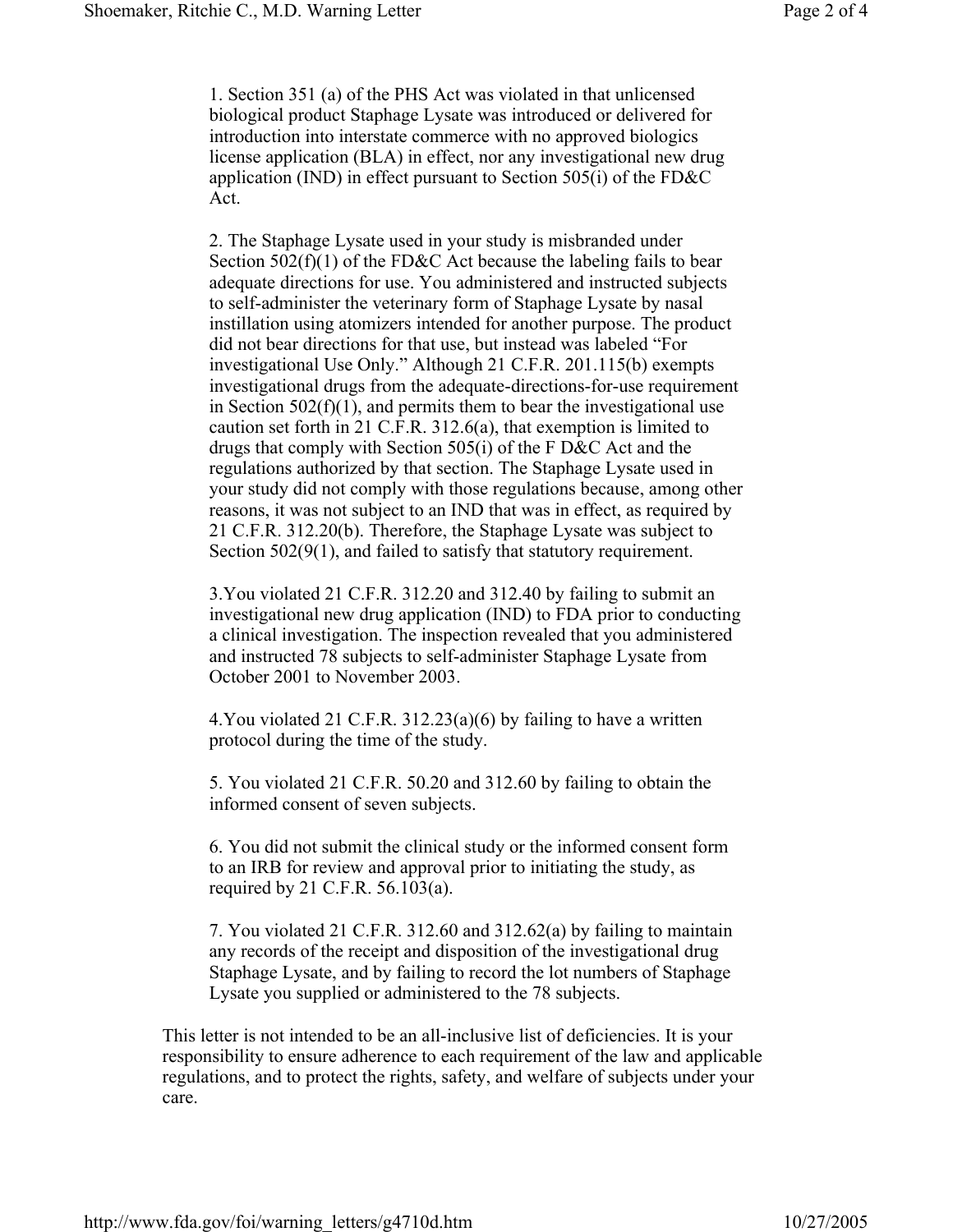1. Section 351 (a) of the PHS Act was violated in that unlicensed biological product Staphage Lysate was introduced or delivered for introduction into interstate commerce with no approved biologics license application (BLA) in effect, nor any investigational new drug application (IND) in effect pursuant to Section 505(i) of the FD&C Act.

2. The Staphage Lysate used in your study is misbranded under Section 502(f)(1) of the FD&C Act because the labeling fails to bear adequate directions for use. You administered and instructed subjects to self-administer the veterinary form of Staphage Lysate by nasal instillation using atomizers intended for another purpose. The product did not bear directions for that use, but instead was labeled "For investigational Use Only." Although 21 C.F.R. 201.115(b) exempts investigational drugs from the adequate-directions-for-use requirement in Section 502(f)(1), and permits them to bear the investigational use caution set forth in 21 C.F.R. 312.6(a), that exemption is limited to drugs that comply with Section 505(i) of the F D&C Act and the regulations authorized by that section. The Staphage Lysate used in your study did not comply with those regulations because, among other reasons, it was not subject to an IND that was in effect, as required by 21 C.F.R. 312.20(b). Therefore, the Staphage Lysate was subject to Section 502(9(1), and failed to satisfy that statutory requirement.

3.You violated 21 C.F.R. 312.20 and 312.40 by failing to submit an investigational new drug application (IND) to FDA prior to conducting a clinical investigation. The inspection revealed that you administered and instructed 78 subjects to self-administer Staphage Lysate from October 2001 to November 2003.

4.You violated 21 C.F.R. 312.23(a)(6) by failing to have a written protocol during the time of the study.

5. You violated 21 C.F.R. 50.20 and 312.60 by failing to obtain the informed consent of seven subjects.

6. You did not submit the clinical study or the informed consent form to an IRB for review and approval prior to initiating the study, as required by 21 C.F.R. 56.103(a).

7. You violated 21 C.F.R. 312.60 and 312.62(a) by failing to maintain any records of the receipt and disposition of the investigational drug Staphage Lysate, and by failing to record the lot numbers of Staphage Lysate you supplied or administered to the 78 subjects.

This letter is not intended to be an all-inclusive list of deficiencies. It is your responsibility to ensure adherence to each requirement of the law and applicable regulations, and to protect the rights, safety, and welfare of subjects under your care.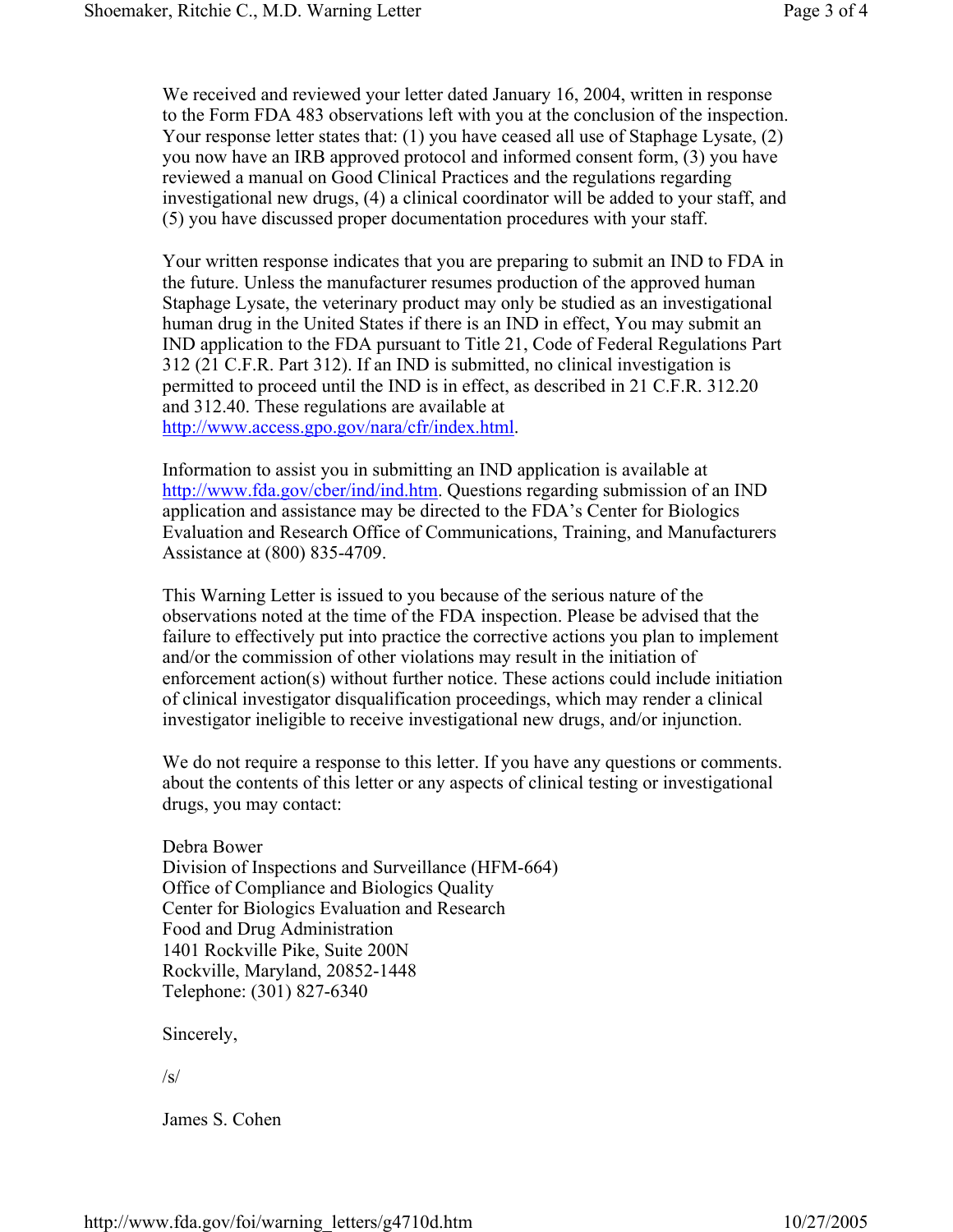We received and reviewed your letter dated January 16, 2004, written in response to the Form FDA 483 observations left with you at the conclusion of the inspection. Your response letter states that: (1) you have ceased all use of Staphage Lysate, (2) you now have an IRB approved protocol and informed consent form, (3) you have reviewed a manual on Good Clinical Practices and the regulations regarding investigational new drugs, (4) a clinical coordinator will be added to your staff, and (5) you have discussed proper documentation procedures with your staff.

Your written response indicates that you are preparing to submit an IND to FDA in the future. Unless the manufacturer resumes production of the approved human Staphage Lysate, the veterinary product may only be studied as an investigational human drug in the United States if there is an IND in effect, You may submit an IND application to the FDA pursuant to Title 21, Code of Federal Regulations Part 312 (21 C.F.R. Part 312). If an IND is submitted, no clinical investigation is permitted to proceed until the IND is in effect, as described in 21 C.F.R. 312.20 and 312.40. These regulations are available at http://www.access.gpo.gov/nara/cfr/index.html.

Information to assist you in submitting an IND application is available at http://www.fda.gov/cber/ind/ind.htm. Questions regarding submission of an IND application and assistance may be directed to the FDA's Center for Biologics Evaluation and Research Office of Communications, Training, and Manufacturers Assistance at (800) 835-4709.

This Warning Letter is issued to you because of the serious nature of the observations noted at the time of the FDA inspection. Please be advised that the failure to effectively put into practice the corrective actions you plan to implement and/or the commission of other violations may result in the initiation of enforcement action(s) without further notice. These actions could include initiation of clinical investigator disqualification proceedings, which may render a clinical investigator ineligible to receive investigational new drugs, and/or injunction.

We do not require a response to this letter. If you have any questions or comments. about the contents of this letter or any aspects of clinical testing or investigational drugs, you may contact:

Debra Bower
Division of Inspections and Surveillance (HFM-664)
Office of Compliance and Biologics Quality
Center for Biologics Evaluation and Research
Food and Drug Administration
1401 Rockville Pike, Suite 200N
Rockville, Maryland, 20852-1448
Telephone: (301) 827-6340

Sincerely,

/s/

James S. Cohen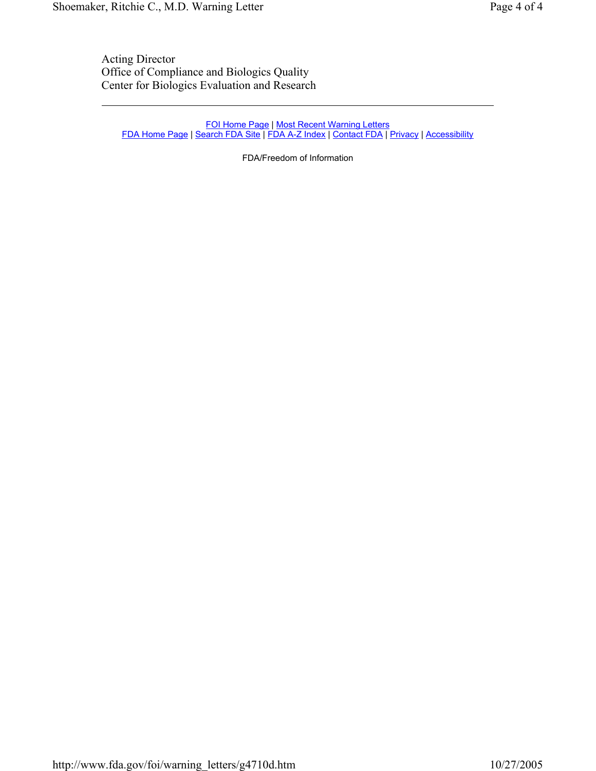Acting Director
Office of Compliance and Biologics Quality
Center for Biologics Evaluation and Research

---

FOI Home Page | Most Recent Warning Letters
FDA Home Page | Search FDA Site | FDA A-Z Index | Contact FDA | Privacy | Accessibility

FDA/Freedom of Information